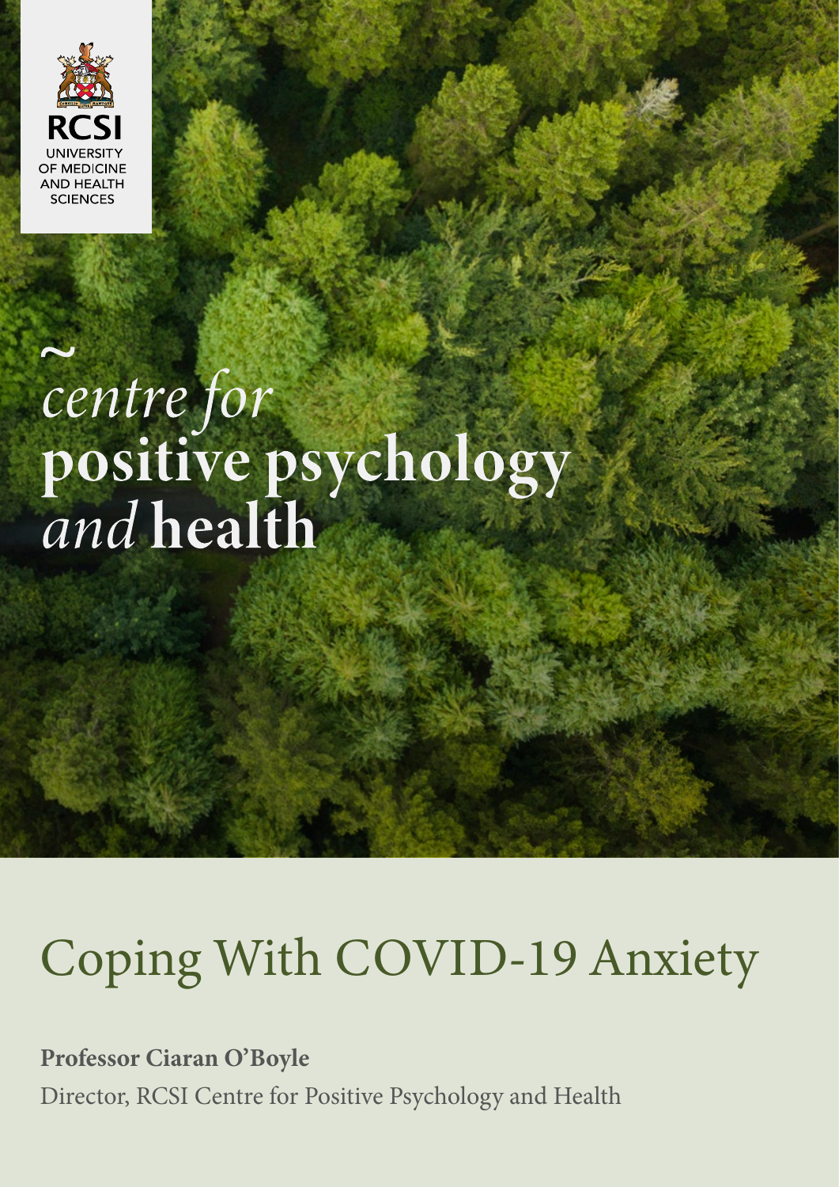RCSI
UNIVERSITY OF MEDICINE AND HEALTH SCIENCES

~
*centre for*
**positive psychology**
*and* **health**

# Coping With COVID-19 Anxiety

**Professor Ciaran O'Boyle**

Director, RCSI Centre for Positive Psychology and Health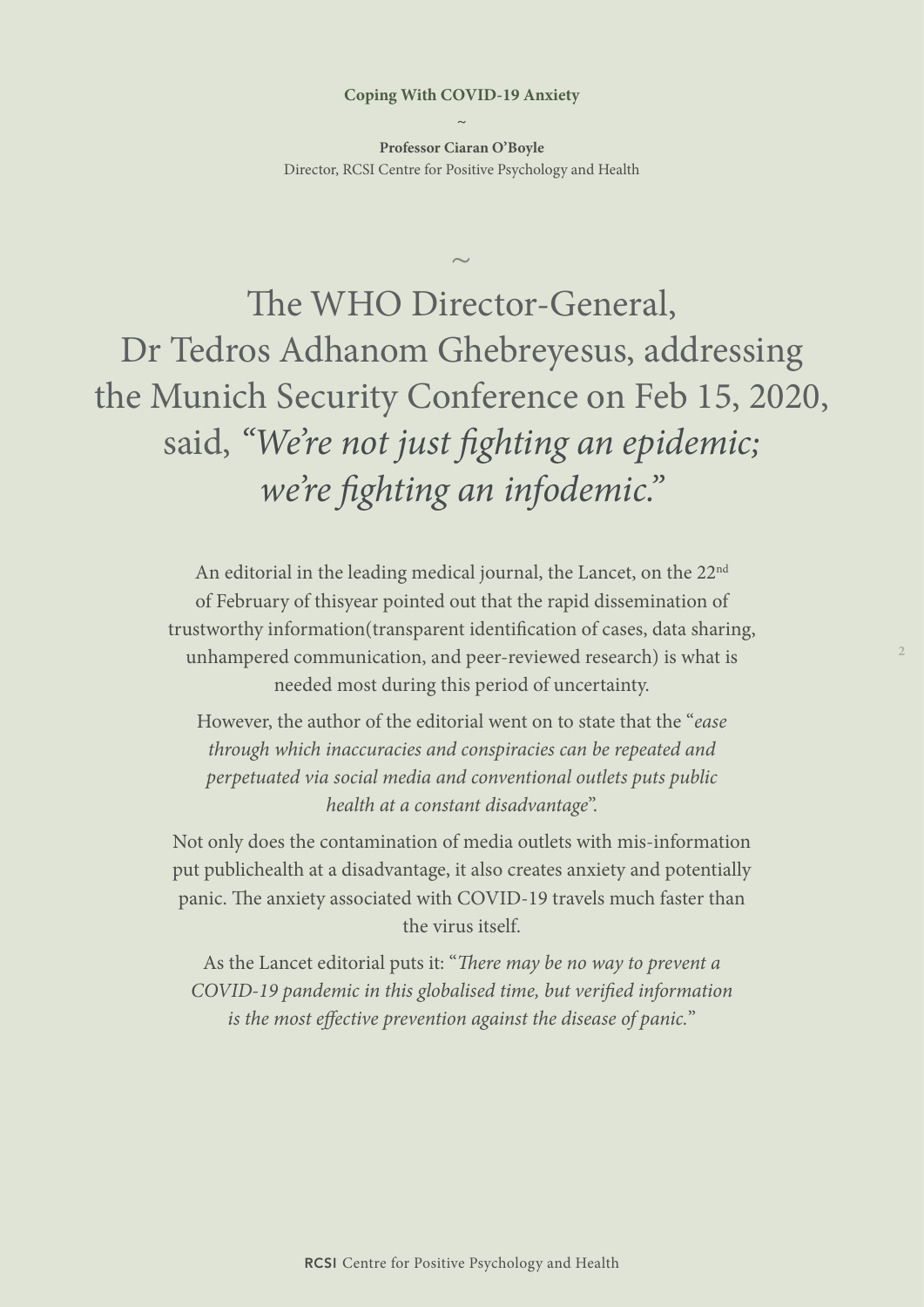**Coping With COVID-19 Anxiety**

~

**Professor Ciaran O'Boyle**
Director, RCSI Centre for Positive Psychology and Health

~

## The WHO Director-General, Dr Tedros Adhanom Ghebreyesus, addressing the Munich Security Conference on Feb 15, 2020, said, *"We're not just fighting an epidemic; we're fighting an infodemic."*

An editorial in the leading medical journal, the Lancet, on the 22nd of February of thisyear pointed out that the rapid dissemination of trustworthy information(transparent identification of cases, data sharing, unhampered communication, and peer-reviewed research) is what is needed most during this period of uncertainty.

However, the author of the editorial went on to state that the "*ease through which inaccuracies and conspiracies can be repeated and perpetuated via social media and conventional outlets puts public health at a constant disadvantage*".

Not only does the contamination of media outlets with mis-information put publichealth at a disadvantage, it also creates anxiety and potentially panic. The anxiety associated with COVID-19 travels much faster than the virus itself.

As the Lancet editorial puts it: "*There may be no way to prevent a COVID-19 pandemic in this globalised time, but verified information is the most effective prevention against the disease of panic.*"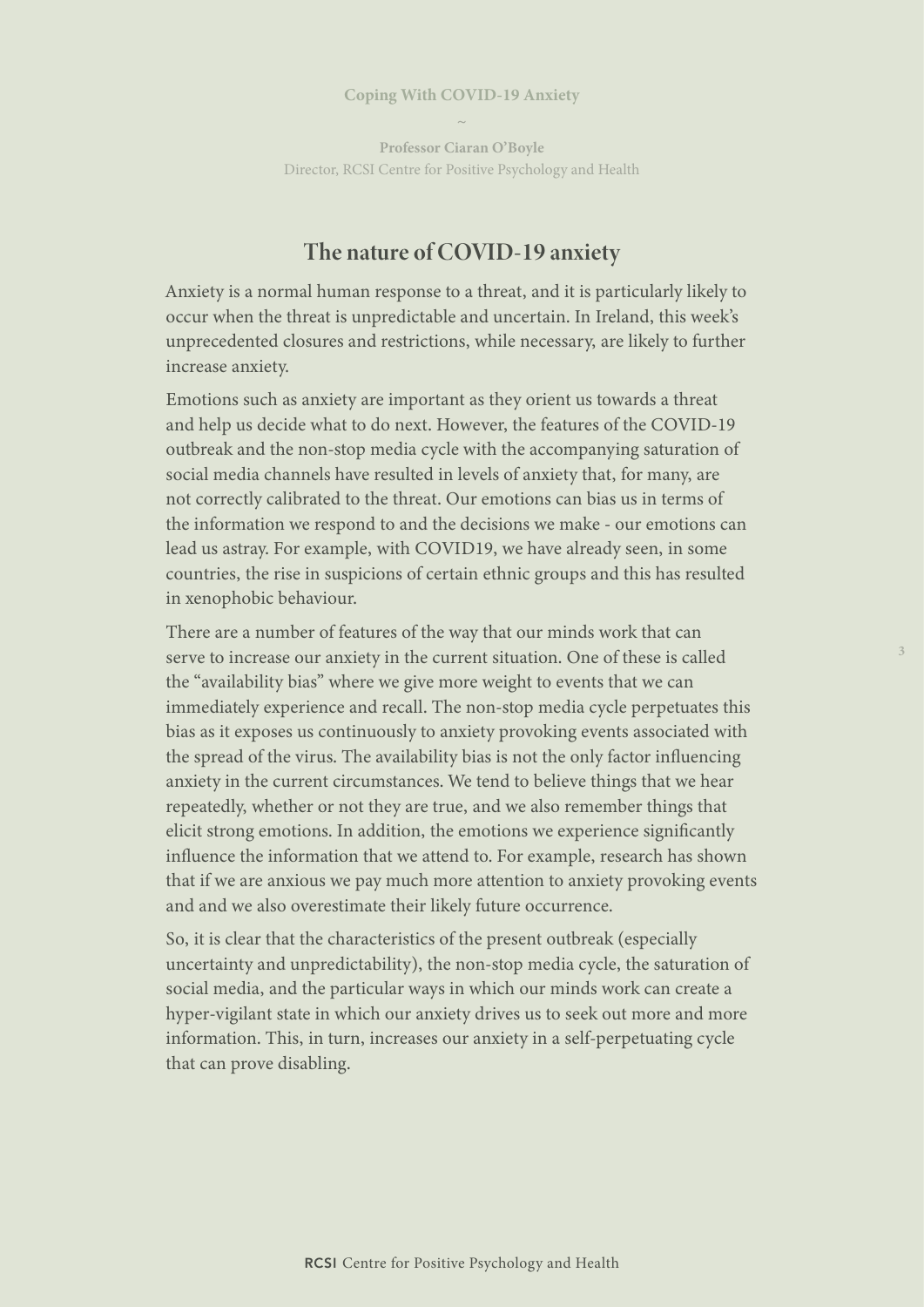## The nature of COVID-19 anxiety

Anxiety is a normal human response to a threat, and it is particularly likely to occur when the threat is unpredictable and uncertain. In Ireland, this week's unprecedented closures and restrictions, while necessary, are likely to further increase anxiety.

Emotions such as anxiety are important as they orient us towards a threat and help us decide what to do next. However, the features of the COVID-19 outbreak and the non-stop media cycle with the accompanying saturation of social media channels have resulted in levels of anxiety that, for many, are not correctly calibrated to the threat. Our emotions can bias us in terms of the information we respond to and the decisions we make - our emotions can lead us astray. For example, with COVID19, we have already seen, in some countries, the rise in suspicions of certain ethnic groups and this has resulted in xenophobic behaviour.

There are a number of features of the way that our minds work that can serve to increase our anxiety in the current situation. One of these is called the "availability bias" where we give more weight to events that we can immediately experience and recall. The non-stop media cycle perpetuates this bias as it exposes us continuously to anxiety provoking events associated with the spread of the virus. The availability bias is not the only factor influencing anxiety in the current circumstances. We tend to believe things that we hear repeatedly, whether or not they are true, and we also remember things that elicit strong emotions. In addition, the emotions we experience significantly influence the information that we attend to. For example, research has shown that if we are anxious we pay much more attention to anxiety provoking events and and we also overestimate their likely future occurrence.

So, it is clear that the characteristics of the present outbreak (especially uncertainty and unpredictability), the non-stop media cycle, the saturation of social media, and the particular ways in which our minds work can create a hyper-vigilant state in which our anxiety drives us to seek out more and more information. This, in turn, increases our anxiety in a self-perpetuating cycle that can prove disabling.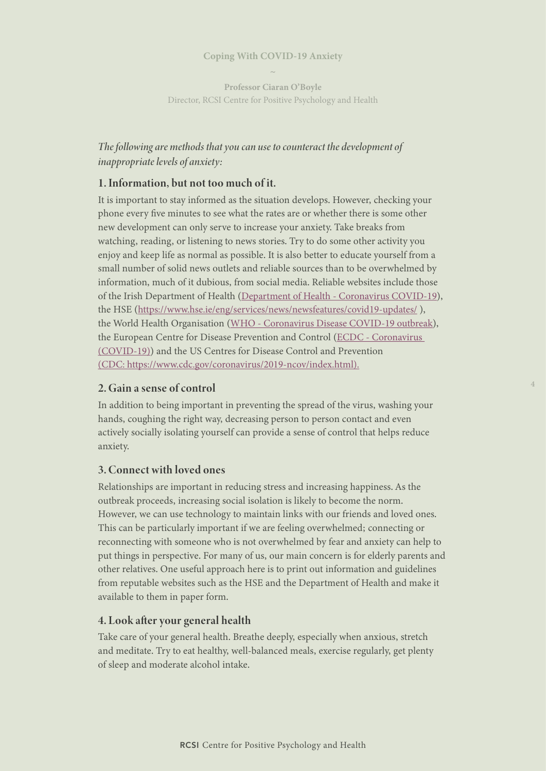Coping With COVID-19 Anxiety

~

**Professor Ciaran O'Boyle**
Director, RCSI Centre for Positive Psychology and Health

*The following are methods that you can use to counteract the development of inappropriate levels of anxiety:*

### 1. Information, but not too much of it.

It is important to stay informed as the situation develops. However, checking your phone every five minutes to see what the rates are or whether there is some other new development can only serve to increase your anxiety. Take breaks from watching, reading, or listening to news stories. Try to do some other activity you enjoy and keep life as normal as possible. It is also better to educate yourself from a small number of solid news outlets and reliable sources than to be overwhelmed by information, much of it dubious, from social media. Reliable websites include those of the Irish Department of Health (Department of Health - Coronavirus COVID-19), the HSE (https://www.hse.ie/eng/services/news/newsfeatures/covid19-updates/ ), the World Health Organisation (WHO - Coronavirus Disease COVID-19 outbreak), the European Centre for Disease Prevention and Control (ECDC - Coronavirus (COVID-19)) and the US Centres for Disease Control and Prevention (CDC: https://www.cdc.gov/coronavirus/2019-ncov/index.html).

### 2. Gain a sense of control

In addition to being important in preventing the spread of the virus, washing your hands, coughing the right way, decreasing person to person contact and even actively socially isolating yourself can provide a sense of control that helps reduce anxiety.

### 3. Connect with loved ones

Relationships are important in reducing stress and increasing happiness. As the outbreak proceeds, increasing social isolation is likely to become the norm. However, we can use technology to maintain links with our friends and loved ones. This can be particularly important if we are feeling overwhelmed; connecting or reconnecting with someone who is not overwhelmed by fear and anxiety can help to put things in perspective. For many of us, our main concern is for elderly parents and other relatives. One useful approach here is to print out information and guidelines from reputable websites such as the HSE and the Department of Health and make it available to them in paper form.

### 4. Look after your general health

Take care of your general health. Breathe deeply, especially when anxious, stretch and meditate. Try to eat healthy, well-balanced meals, exercise regularly, get plenty of sleep and moderate alcohol intake.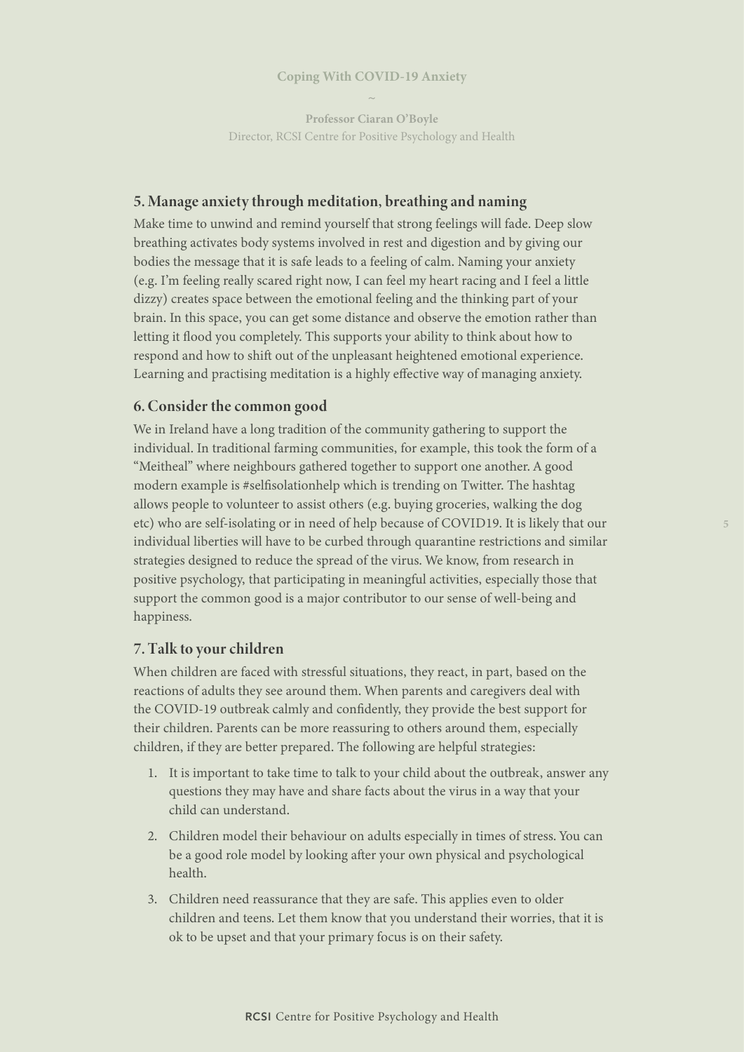## 5. Manage anxiety through meditation, breathing and naming

Make time to unwind and remind yourself that strong feelings will fade. Deep slow breathing activates body systems involved in rest and digestion and by giving our bodies the message that it is safe leads to a feeling of calm. Naming your anxiety (e.g. I'm feeling really scared right now, I can feel my heart racing and I feel a little dizzy) creates space between the emotional feeling and the thinking part of your brain. In this space, you can get some distance and observe the emotion rather than letting it flood you completely. This supports your ability to think about how to respond and how to shift out of the unpleasant heightened emotional experience. Learning and practising meditation is a highly effective way of managing anxiety.

## 6. Consider the common good

We in Ireland have a long tradition of the community gathering to support the individual. In traditional farming communities, for example, this took the form of a "Meitheal" where neighbours gathered together to support one another. A good modern example is #selfisolationhelp which is trending on Twitter. The hashtag allows people to volunteer to assist others (e.g. buying groceries, walking the dog etc) who are self-isolating or in need of help because of COVID19. It is likely that our individual liberties will have to be curbed through quarantine restrictions and similar strategies designed to reduce the spread of the virus. We know, from research in positive psychology, that participating in meaningful activities, especially those that support the common good is a major contributor to our sense of well-being and happiness.

## 7. Talk to your children

When children are faced with stressful situations, they react, in part, based on the reactions of adults they see around them. When parents and caregivers deal with the COVID-19 outbreak calmly and confidently, they provide the best support for their children. Parents can be more reassuring to others around them, especially children, if they are better prepared. The following are helpful strategies:

1. It is important to take time to talk to your child about the outbreak, answer any questions they may have and share facts about the virus in a way that your child can understand.
2. Children model their behaviour on adults especially in times of stress. You can be a good role model by looking after your own physical and psychological health.
3. Children need reassurance that they are safe. This applies even to older children and teens. Let them know that you understand their worries, that it is ok to be upset and that your primary focus is on their safety.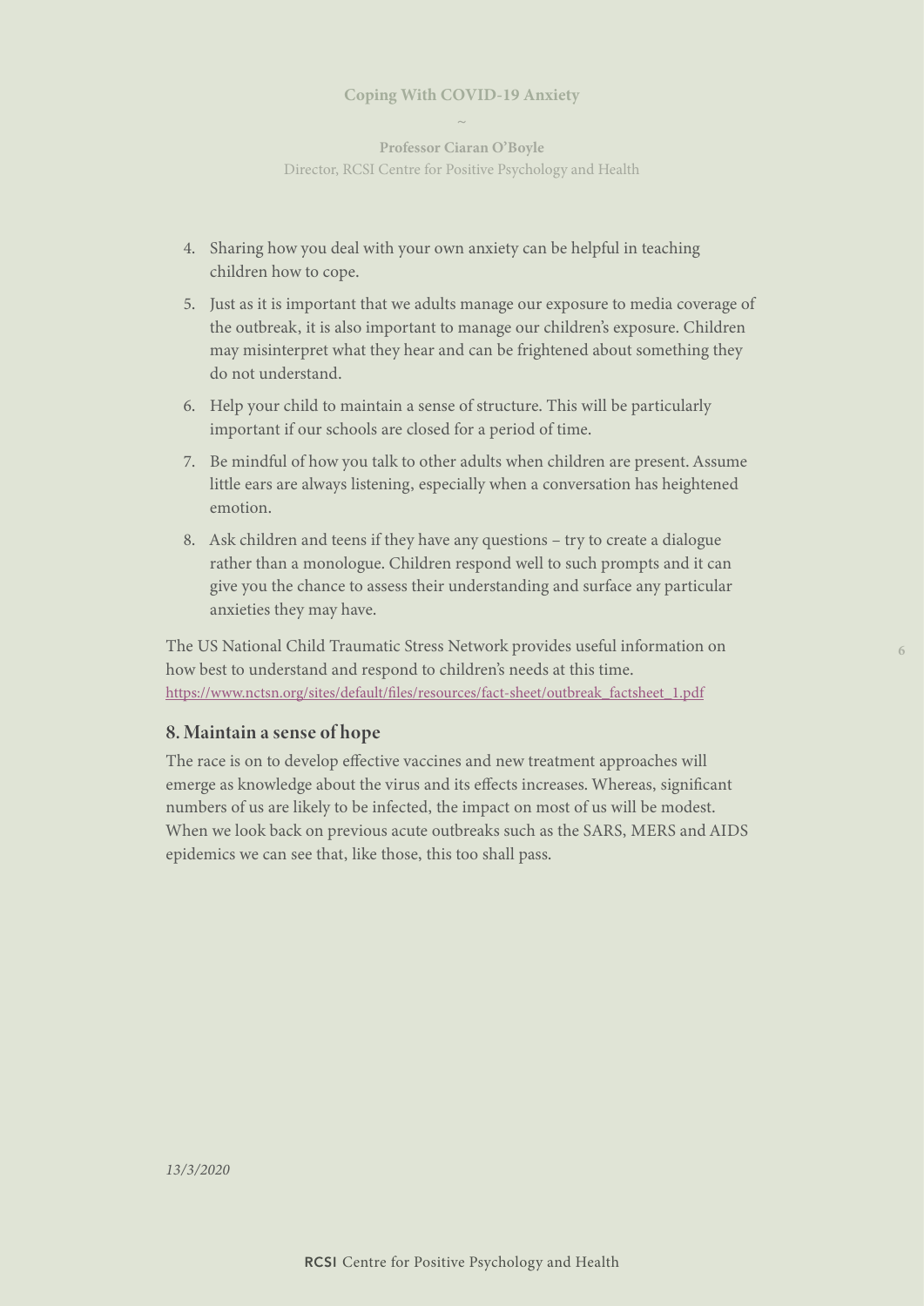4. Sharing how you deal with your own anxiety can be helpful in teaching children how to cope.
5. Just as it is important that we adults manage our exposure to media coverage of the outbreak, it is also important to manage our children's exposure. Children may misinterpret what they hear and can be frightened about something they do not understand.
6. Help your child to maintain a sense of structure. This will be particularly important if our schools are closed for a period of time.
7. Be mindful of how you talk to other adults when children are present. Assume little ears are always listening, especially when a conversation has heightened emotion.
8. Ask children and teens if they have any questions – try to create a dialogue rather than a monologue. Children respond well to such prompts and it can give you the chance to assess their understanding and surface any particular anxieties they may have.

The US National Child Traumatic Stress Network provides useful information on how best to understand and respond to children's needs at this time.
https://www.nctsn.org/sites/default/files/resources/fact-sheet/outbreak_factsheet_1.pdf

## 8. Maintain a sense of hope

The race is on to develop effective vaccines and new treatment approaches will emerge as knowledge about the virus and its effects increases. Whereas, significant numbers of us are likely to be infected, the impact on most of us will be modest. When we look back on previous acute outbreaks such as the SARS, MERS and AIDS epidemics we can see that, like those, this too shall pass.

*13/3/2020*